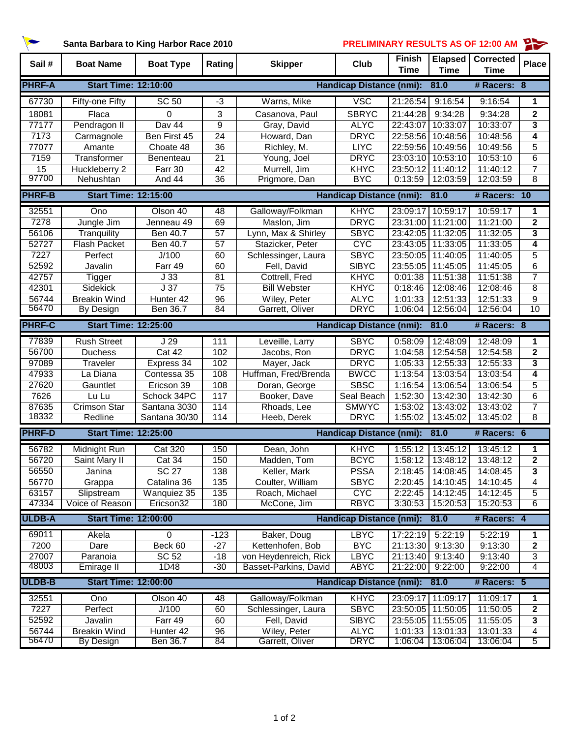**Santa Barbara to King Harbor Race 2010** — **PRELIMINARY RESULTS AS OF 12:00 AM**

| Sail # | Boat Name | Boat Type | Rating | Skipper | Club | Finish Time | Elapsed Time | Corrected Time | Place |
|---|---|---|---|---|---|---|---|---|---|
| **PHRF-A** | **Start Time: 12:10:00** | | | | **Handicap Distance (nmi):** | **81.0** | | **# Racers: 8** | |
| 67730 | Fifty-one Fifty | SC 50 | -3 | Warns, Mike | VSC | 21:26:54 | 9:16:54 | 9:16:54 | 1 |
| 18081 | Flaca | 0 | 3 | Casanova, Paul | SBRYC | 21:44:28 | 9:34:28 | 9:34:28 | 2 |
| 77177 | Pendragon II | Dav 44 | 9 | Gray, David | ALYC | 22:43:07 | 10:33:07 | 10:33:07 | 3 |
| 7173 | Carmagnole | Ben First 45 | 24 | Howard, Dan | DRYC | 22:58:56 | 10:48:56 | 10:48:56 | 4 |
| 77077 | Amante | Choate 48 | 36 | Richley, M. | LIYC | 22:59:56 | 10:49:56 | 10:49:56 | 5 |
| 7159 | Transformer | Benenteau | 21 | Young, Joel | DRYC | 23:03:10 | 10:53:10 | 10:53:10 | 6 |
| 15 | Huckleberry 2 | Farr 30 | 42 | Murrell, Jim | KHYC | 23:50:12 | 11:40:12 | 11:40:12 | 7 |
| 97700 | Nehushtan | And 44 | 36 | Prigmore, Dan | BYC | 0:13:59 | 12:03:59 | 12:03:59 | 8 |
| **PHRF-B** | **Start Time: 12:15:00** | | | | **Handicap Distance (nmi):** | **81.0** | | **# Racers: 10** | |
| 32551 | Ono | Olson 40 | 48 | Galloway/Folkman | KHYC | 23:09:17 | 10:59:17 | 10:59:17 | 1 |
| 7278 | Jungle Jim | Jenneau 49 | 69 | Maslon, Jim | DRYC | 23:31:00 | 11:21:00 | 11:21:00 | 2 |
| 56106 | Tranquility | Ben 40.7 | 57 | Lynn, Max & Shirley | SBYC | 23:42:05 | 11:32:05 | 11:32:05 | 3 |
| 52727 | Flash Packet | Ben 40.7 | 57 | Stazicker, Peter | CYC | 23:43:05 | 11:33:05 | 11:33:05 | 4 |
| 7227 | Perfect | J/100 | 60 | Schlessinger, Laura | SBYC | 23:50:05 | 11:40:05 | 11:40:05 | 5 |
| 52592 | Javalin | Farr 49 | 60 | Fell, David | SIBYC | 23:55:05 | 11:45:05 | 11:45:05 | 6 |
| 42757 | Tigger | J 33 | 81 | Cottrell, Fred | KHYC | 0:01:38 | 11:51:38 | 11:51:38 | 7 |
| 42301 | Sidekick | J 37 | 75 | Bill Webster | KHYC | 0:18:46 | 12:08:46 | 12:08:46 | 8 |
| 56744 | Breakin Wind | Hunter 42 | 96 | Wiley, Peter | ALYC | 1:01:33 | 12:51:33 | 12:51:33 | 9 |
| 56470 | By Design | Ben 36.7 | 84 | Garrett, Oliver | DRYC | 1:06:04 | 12:56:04 | 12:56:04 | 10 |
| **PHRF-C** | **Start Time: 12:25:00** | | | | **Handicap Distance (nmi):** | **81.0** | | **# Racers: 8** | |
| 77839 | Rush Street | J 29 | 111 | Leveille, Larry | SBYC | 0:58:09 | 12:48:09 | 12:48:09 | 1 |
| 56700 | Duchess | Cat 42 | 102 | Jacobs, Ron | DRYC | 1:04:58 | 12:54:58 | 12:54:58 | 2 |
| 97089 | Traveler | Express 34 | 102 | Mayer, Jack | DRYC | 1:05:33 | 12:55:33 | 12:55:33 | 3 |
| 47933 | La Diana | Contessa 35 | 108 | Huffman, Fred/Brenda | BWCC | 1:13:54 | 13:03:54 | 13:03:54 | 4 |
| 27620 | Gauntlet | Ericson 39 | 108 | Doran, George | SBSC | 1:16:54 | 13:06:54 | 13:06:54 | 5 |
| 7626 | Lu Lu | Schock 34PC | 117 | Booker, Dave | Seal Beach | 1:52:30 | 13:42:30 | 13:42:30 | 6 |
| 87635 | Crimson Star | Santana 3030 | 114 | Rhoads, Lee | SMWYC | 1:53:02 | 13:43:02 | 13:43:02 | 7 |
| 18332 | Redline | Santana 30/30 | 114 | Heeb, Derek | DRYC | 1:55:02 | 13:45:02 | 13:45:02 | 8 |
| **PHRF-D** | **Start Time: 12:25:00** | | | | **Handicap Distance (nmi):** | **81.0** | | **# Racers: 6** | |
| 56782 | Midnight Run | Cat 320 | 150 | Dean, John | KHYC | 1:55:12 | 13:45:12 | 13:45:12 | 1 |
| 56720 | Saint Mary II | Cat 34 | 150 | Madden, Tom | BCYC | 1:58:12 | 13:48:12 | 13:48:12 | 2 |
| 56550 | Janina | SC 27 | 138 | Keller, Mark | PSSA | 2:18:45 | 14:08:45 | 14:08:45 | 3 |
| 56770 | Grappa | Catalina 36 | 135 | Coulter, William | SBYC | 2:20:45 | 14:10:45 | 14:10:45 | 4 |
| 63157 | Slipstream | Wanquiez 35 | 135 | Roach, Michael | CYC | 2:22:45 | 14:12:45 | 14:12:45 | 5 |
| 47334 | Voice of Reason | Ericson32 | 180 | McCone, Jim | RBYC | 3:30:53 | 15:20:53 | 15:20:53 | 6 |
| **ULDB-A** | **Start Time: 12:00:00** | | | | **Handicap Distance (nmi):** | **81.0** | | **# Racers: 4** | |
| 69011 | Akela | 0 | -123 | Baker, Doug | LBYC | 17:22:19 | 5:22:19 | 5:22:19 | 1 |
| 7200 | Dare | Beck 60 | -27 | Kettenhofen, Bob | BYC | 21:13:30 | 9:13:30 | 9:13:30 | 2 |
| 27007 | Paranoia | SC 52 | -18 | von Heydenreich, Rick | LBYC | 21:13:40 | 9:13:40 | 9:13:40 | 3 |
| 48003 | Emirage II | 1D48 | -30 | Basset-Parkins, David | ABYC | 21:22:00 | 9:22:00 | 9:22:00 | 4 |
| **ULDB-B** | **Start Time: 12:00:00** | | | | **Handicap Distance (nmi):** | **81.0** | | **# Racers: 5** | |
| 32551 | Ono | Olson 40 | 48 | Galloway/Folkman | KHYC | 23:09:17 | 11:09:17 | 11:09:17 | 1 |
| 7227 | Perfect | J/100 | 60 | Schlessinger, Laura | SBYC | 23:50:05 | 11:50:05 | 11:50:05 | 2 |
| 52592 | Javalin | Farr 49 | 60 | Fell, David | SIBYC | 23:55:05 | 11:55:05 | 11:55:05 | 3 |
| 56744 | Breakin Wind | Hunter 42 | 96 | Wiley, Peter | ALYC | 1:01:33 | 13:01:33 | 13:01:33 | 4 |
| 56470 | By Design | Ben 36.7 | 84 | Garrett, Oliver | DRYC | 1:06:04 | 13:06:04 | 13:06:04 | 5 |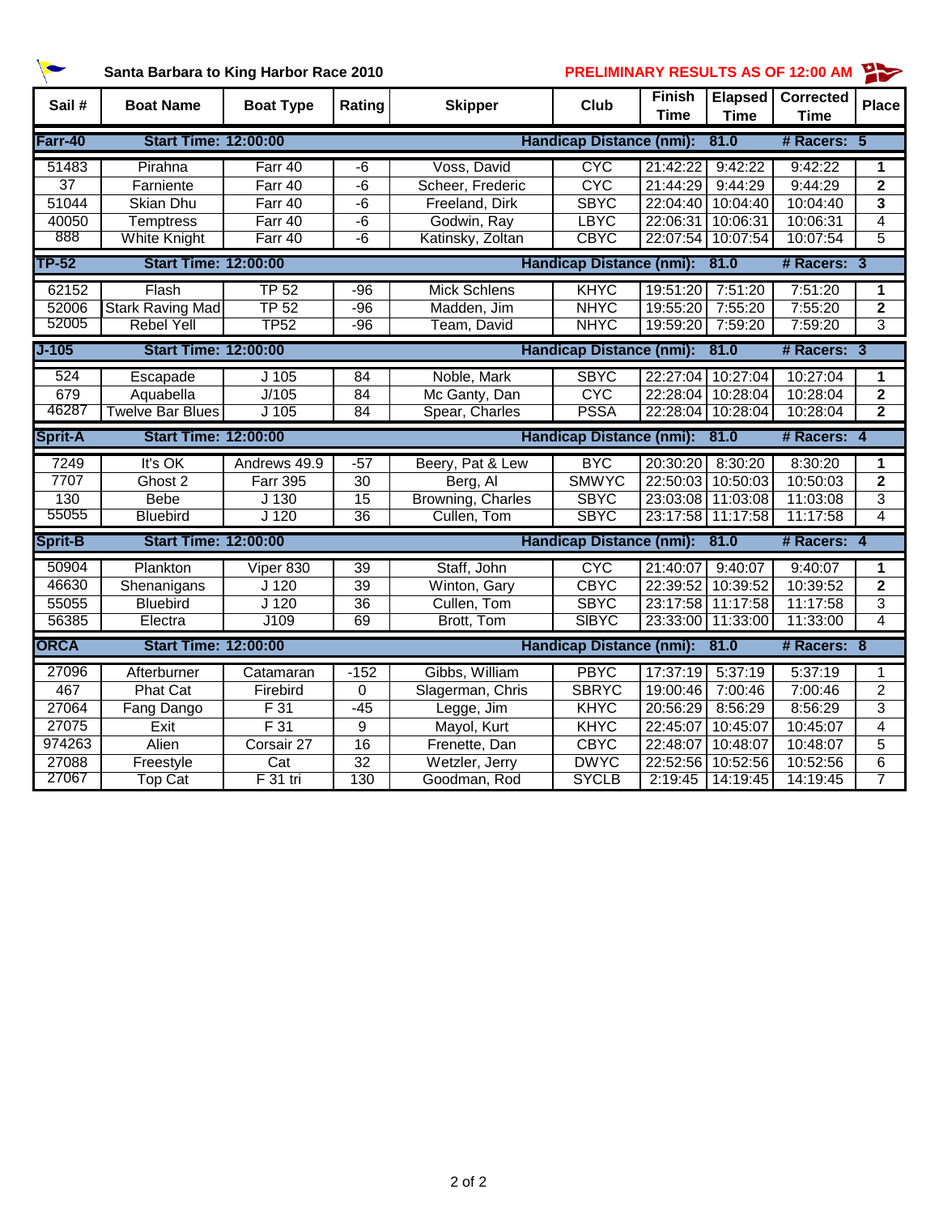**Santa Barbara to King Harbor Race 2010**

**PRELIMINARY RESULTS AS OF 12:00 AM**

| Sail # | Boat Name | Boat Type | Rating | Skipper | Club | Finish Time | Elapsed Time | Corrected Time | Place |
|---|---|---|---|---|---|---|---|---|---|
| **Farr-40** | **Start Time: 12:00:00** | | | | **Handicap Distance (nmi):** | **81.0** | | **# Racers: 5** | |
| 51483 | Pirahna | Farr 40 | -6 | Voss, David | CYC | 21:42:22 | 9:42:22 | 9:42:22 | **1** |
| 37 | Farniente | Farr 40 | -6 | Scheer, Frederic | CYC | 21:44:29 | 9:44:29 | 9:44:29 | **2** |
| 51044 | Skian Dhu | Farr 40 | -6 | Freeland, Dirk | SBYC | 22:04:40 | 10:04:40 | 10:04:40 | **3** |
| 40050 | Temptress | Farr 40 | -6 | Godwin, Ray | LBYC | 22:06:31 | 10:06:31 | 10:06:31 | 4 |
| 888 | White Knight | Farr 40 | -6 | Katinsky, Zoltan | CBYC | 22:07:54 | 10:07:54 | 10:07:54 | 5 |
| **TP-52** | **Start Time: 12:00:00** | | | | **Handicap Distance (nmi):** | **81.0** | | **# Racers: 3** | |
| 62152 | Flash | TP 52 | -96 | Mick Schlens | KHYC | 19:51:20 | 7:51:20 | 7:51:20 | **1** |
| 52006 | Stark Raving Mad | TP 52 | -96 | Madden, Jim | NHYC | 19:55:20 | 7:55:20 | 7:55:20 | **2** |
| 52005 | Rebel Yell | TP52 | -96 | Team, David | NHYC | 19:59:20 | 7:59:20 | 7:59:20 | 3 |
| **J-105** | **Start Time: 12:00:00** | | | | **Handicap Distance (nmi):** | **81.0** | | **# Racers: 3** | |
| 524 | Escapade | J 105 | 84 | Noble, Mark | SBYC | 22:27:04 | 10:27:04 | 10:27:04 | **1** |
| 679 | Aquabella | J/105 | 84 | Mc Ganty, Dan | CYC | 22:28:04 | 10:28:04 | 10:28:04 | **2** |
| 46287 | Twelve Bar Blues | J 105 | 84 | Spear, Charles | PSSA | 22:28:04 | 10:28:04 | 10:28:04 | **2** |
| **Sprit-A** | **Start Time: 12:00:00** | | | | **Handicap Distance (nmi):** | **81.0** | | **# Racers: 4** | |
| 7249 | It's OK | Andrews 49.9 | -57 | Beery, Pat & Lew | BYC | 20:30:20 | 8:30:20 | 8:30:20 | **1** |
| 7707 | Ghost 2 | Farr 395 | 30 | Berg, Al | SMWYC | 22:50:03 | 10:50:03 | 10:50:03 | **2** |
| 130 | Bebe | J 130 | 15 | Browning, Charles | SBYC | 23:03:08 | 11:03:08 | 11:03:08 | 3 |
| 55055 | Bluebird | J 120 | 36 | Cullen, Tom | SBYC | 23:17:58 | 11:17:58 | 11:17:58 | 4 |
| **Sprit-B** | **Start Time: 12:00:00** | | | | **Handicap Distance (nmi):** | **81.0** | | **# Racers: 4** | |
| 50904 | Plankton | Viper 830 | 39 | Staff, John | CYC | 21:40:07 | 9:40:07 | 9:40:07 | **1** |
| 46630 | Shenanigans | J 120 | 39 | Winton, Gary | CBYC | 22:39:52 | 10:39:52 | 10:39:52 | **2** |
| 55055 | Bluebird | J 120 | 36 | Cullen, Tom | SBYC | 23:17:58 | 11:17:58 | 11:17:58 | 3 |
| 56385 | Electra | J109 | 69 | Brott, Tom | SIBYC | 23:33:00 | 11:33:00 | 11:33:00 | 4 |
| **ORCA** | **Start Time: 12:00:00** | | | | **Handicap Distance (nmi):** | **81.0** | | **# Racers: 8** | |
| 27096 | Afterburner | Catamaran | -152 | Gibbs, William | PBYC | 17:37:19 | 5:37:19 | 5:37:19 | 1 |
| 467 | Phat Cat | Firebird | 0 | Slagerman, Chris | SBRYC | 19:00:46 | 7:00:46 | 7:00:46 | 2 |
| 27064 | Fang Dango | F 31 | -45 | Legge, Jim | KHYC | 20:56:29 | 8:56:29 | 8:56:29 | 3 |
| 27075 | Exit | F 31 | 9 | Mayol, Kurt | KHYC | 22:45:07 | 10:45:07 | 10:45:07 | 4 |
| 974263 | Alien | Corsair 27 | 16 | Frenette, Dan | CBYC | 22:48:07 | 10:48:07 | 10:48:07 | 5 |
| 27088 | Freestyle | Cat | 32 | Wetzler, Jerry | DWYC | 22:52:56 | 10:52:56 | 10:52:56 | 6 |
| 27067 | Top Cat | F 31 tri | 130 | Goodman, Rod | SYCLB | 2:19:45 | 14:19:45 | 14:19:45 | 7 |